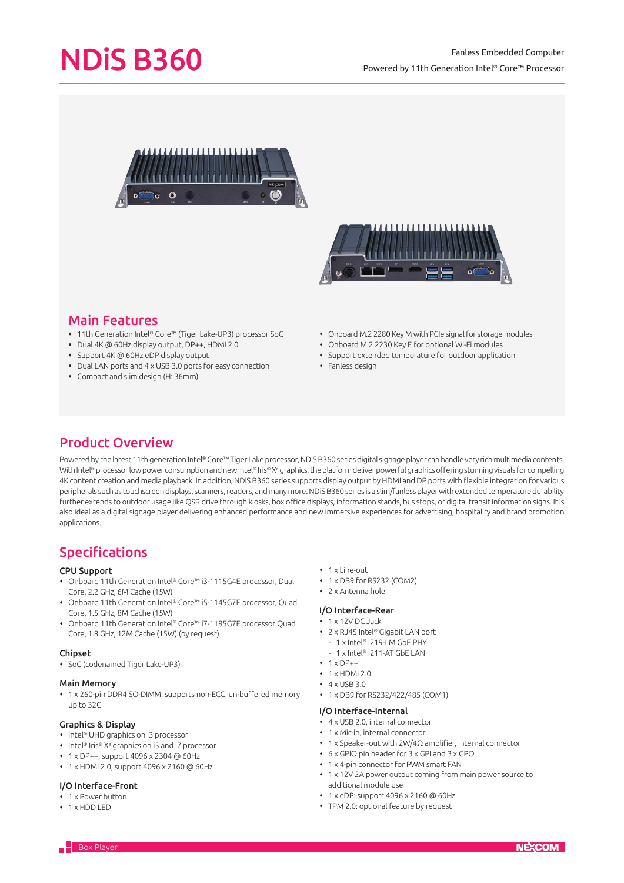# NDiS B360

Fanless Embedded Computer

Powered by 11th Generation Intel® Core™ Processor

## Main Features

- 11th Generation Intel® Core™ (Tiger Lake-UP3) processor SoC
- Dual 4K @ 60Hz display output, DP++, HDMI 2.0
- Support 4K @ 60Hz eDP display output
- Dual LAN ports and 4 x USB 3.0 ports for easy connection
- Compact and slim design (H: 36mm)
- Onboard M.2 2280 Key M with PCIe signal for storage modules
- Onboard M.2 2230 Key E for optional Wi-Fi modules
- Support extended temperature for outdoor application
- Fanless design

## Product Overview

Powered by the latest 11th generation Intel® Core™ Tiger Lake processor, NDiS B360 series digital signage player can handle very rich multimedia contents. With Intel® processor low power consumption and new Intel® Iris® Xᵉ graphics, the platform deliver powerful graphics offering stunning visuals for compelling 4K content creation and media playback. In addition, NDiS B360 series supports display output by HDMI and DP ports with flexible integration for various peripherals such as touchscreen displays, scanners, readers, and many more. NDiS B360 series is a slim/fanless player with extended temperature durability further extends to outdoor usage like QSR drive through kiosks, box office displays, information stands, bus stops, or digital transit information signs. It is also ideal as a digital signage player delivering enhanced performance and new immersive experiences for advertising, hospitality and brand promotion applications.

## Specifications

### CPU Support

- Onboard 11th Generation Intel® Core™ i3-1115G4E processor, Dual Core, 2.2 GHz, 6M Cache (15W)
- Onboard 11th Generation Intel® Core™ i5-1145G7E processor, Quad Core, 1.5 GHz, 8M Cache (15W)
- Onboard 11th Generation Intel® Core™ i7-1185G7E processor Quad Core, 1.8 GHz, 12M Cache (15W) (by request)

### Chipset

- SoC (codenamed Tiger Lake-UP3)

### Main Memory

- 1 x 260-pin DDR4 SO-DIMM, supports non-ECC, un-buffered memory up to 32G

### Graphics & Display

- Intel® UHD graphics on i3 processor
- Intel® Iris® Xᵉ graphics on i5 and i7 processor
- 1 x DP++, support 4096 x 2304 @ 60Hz
- 1 x HDMI 2.0, support 4096 x 2160 @ 60Hz

### I/O Interface-Front

- 1 x Power button
- 1 x HDD LED
- 1 x Line-out
- 1 x DB9 for RS232 (COM2)
- 2 x Antenna hole

### I/O Interface-Rear

- 1 x 12V DC Jack
- 2 x RJ45 Intel® Gigabit LAN port
  - 1 x Intel® I219-LM GbE PHY
  - 1 x Intel® I211-AT GbE LAN
- 1 x DP++
- 1 x HDMI 2.0
- 4 x USB 3.0
- 1 x DB9 for RS232/422/485 (COM1)

### I/O Interface-Internal

- 4 x USB 2.0, internal connector
- 1 x Mic-in, internal connector
- 1 x Speaker-out with 2W/4Ω amplifier, internal connector
- 6 x GPIO pin header for 3 x GPI and 3 x GPO
- 1 x 4-pin connector for PWM smart FAN
- 1 x 12V 2A power output coming from main power source to additional module use
- 1 x eDP: support 4096 x 2160 @ 60Hz
- TPM 2.0: optional feature by request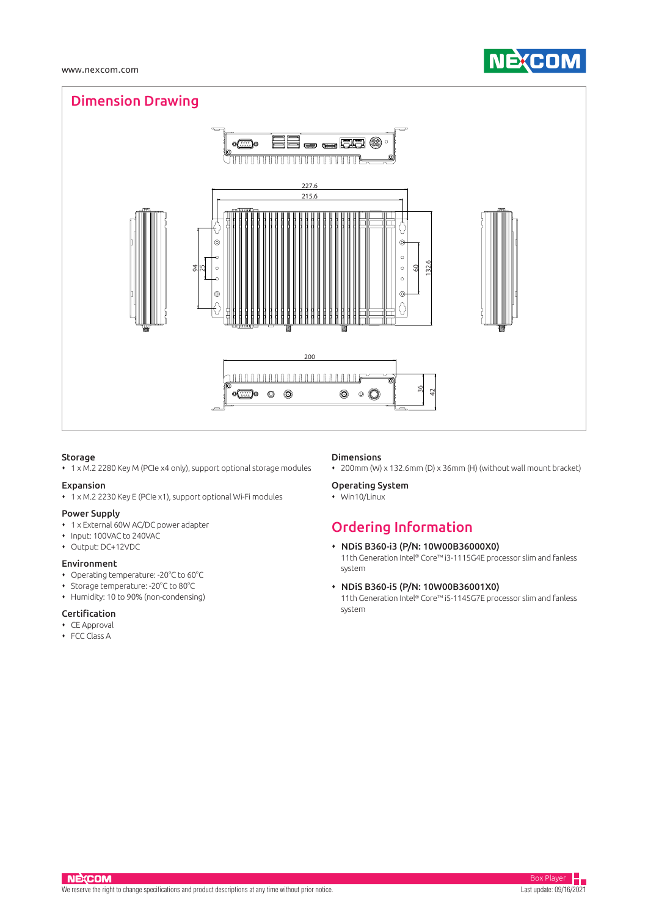## Dimension Drawing

227.6
215.6
94
25
60
132.6
200
36
42

### Storage
- 1 x M.2 2280 Key M (PCIe x4 only), support optional storage modules

### Expansion
- 1 x M.2 2230 Key E (PCIe x1), support optional Wi-Fi modules

### Power Supply
- 1 x External 60W AC/DC power adapter
- Input: 100VAC to 240VAC
- Output: DC+12VDC

### Environment
- Operating temperature: -20°C to 60°C
- Storage temperature: -20°C to 80°C
- Humidity: 10 to 90% (non-condensing)

### Certification
- CE Approval
- FCC Class A

### Dimensions
- 200mm (W) x 132.6mm (D) x 36mm (H) (without wall mount bracket)

### Operating System
- Win10/Linux

## Ordering Information
- **NDiS B360-i3 (P/N: 10W00B36000X0)**
  11th Generation Intel® Core™ i3-1115G4E processor slim and fanless system
- **NDiS B360-i5 (P/N: 10W00B36001X0)**
  11th Generation Intel® Core™ i5-1145G7E processor slim and fanless system